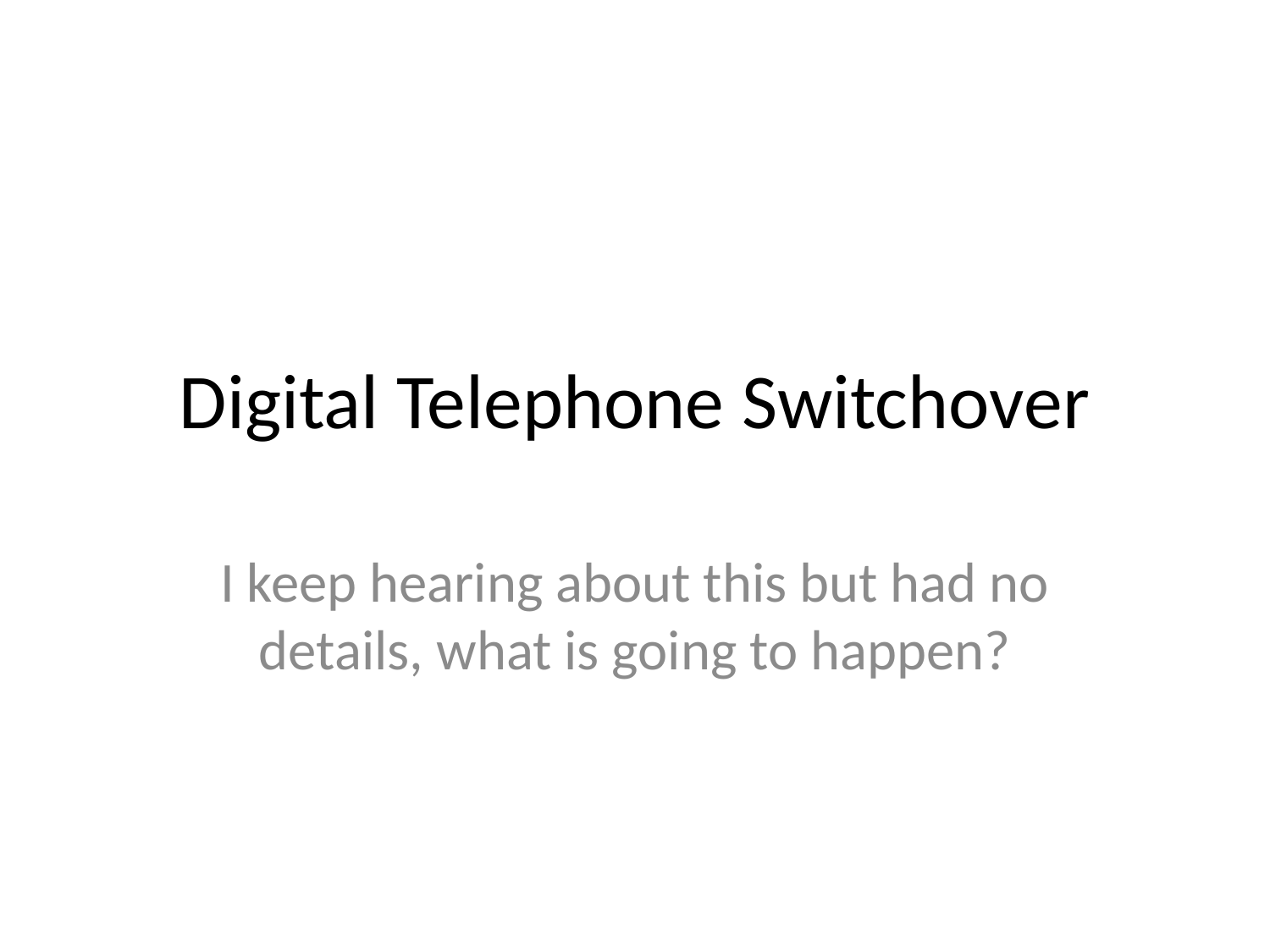# Digital Telephone Switchover

I keep hearing about this but had no details, what is going to happen?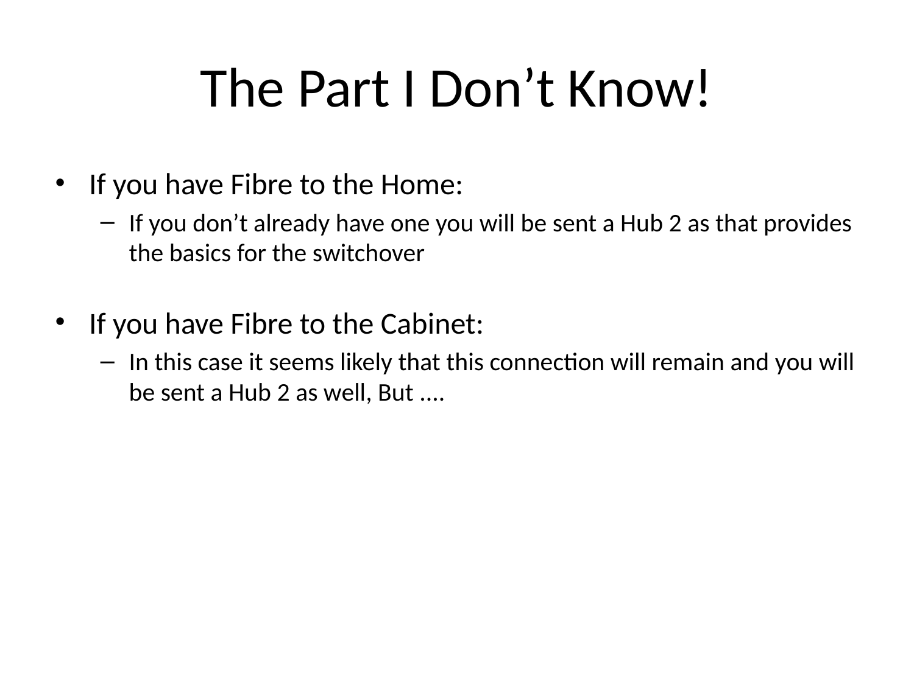# The Part I Don’t Know!

- If you have Fibre to the Home:
  - If you don’t already have one you will be sent a Hub 2 as that provides the basics for the switchover

- If you have Fibre to the Cabinet:
  - In this case it seems likely that this connection will remain and you will be sent a Hub 2 as well, But ….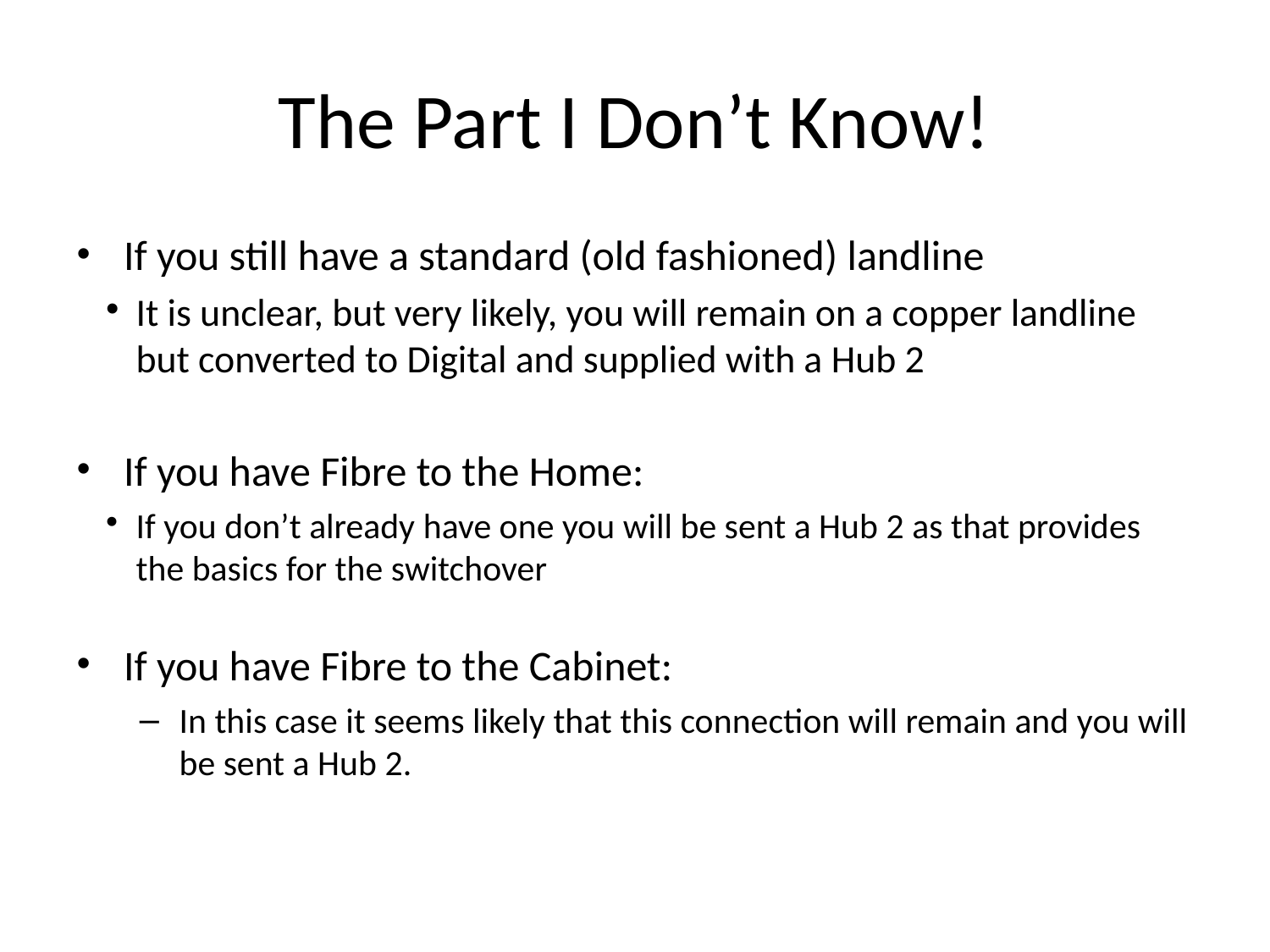# The Part I Don't Know!

- If you still have a standard (old fashioned) landline
  - It is unclear, but very likely, you will remain on a copper landline but converted to Digital and supplied with a Hub 2

- If you have Fibre to the Home:
  - If you don't already have one you will be sent a Hub 2 as that provides the basics for the switchover

- If you have Fibre to the Cabinet:
  - In this case it seems likely that this connection will remain and you will be sent a Hub 2.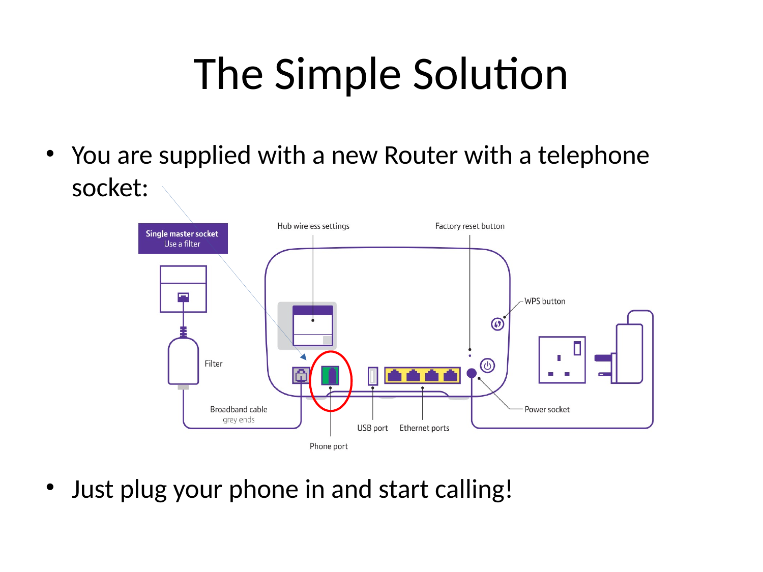# The Simple Solution

- You are supplied with a new Router with a telephone socket:

Single master socket
Use a filter

Hub wireless settings

Factory reset button

WPS button

Filter

Broadband cable
grey ends

USB port

Ethernet ports

Power socket

Phone port

- Just plug your phone in and start calling!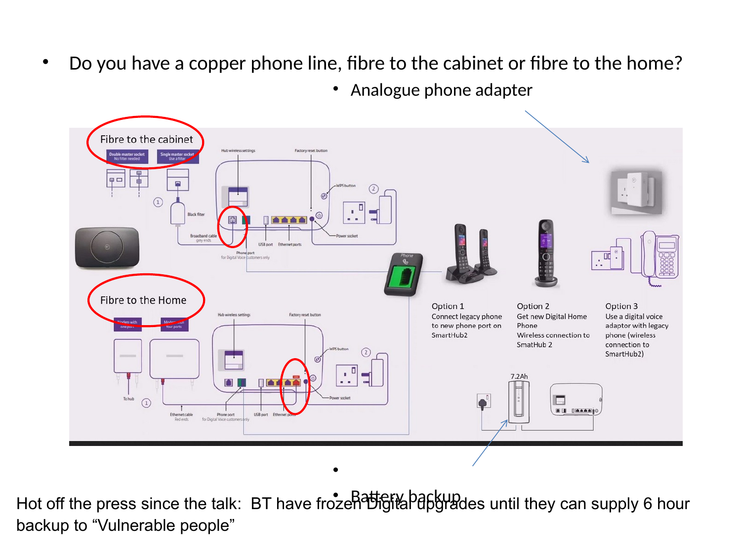- Do you have a copper phone line, fibre to the cabinet or fibre to the home?
  - Analogue phone adapter

Fibre to the cabinet

Fibre to the Home

Option 1
Connect legacy phone to new phone port on SmartHub2

Option 2
Get new Digital Home Phone
Wireless connection to SmatHub 2

Option 3
Use a digital voice adaptor with legacy phone (wireless connection to SmartHub2)

7.2Ah

- Battery backup

Hot off the press since the talk: BT have frozen Digital upgrades until they can supply 6 hour backup to "Vulnerable people"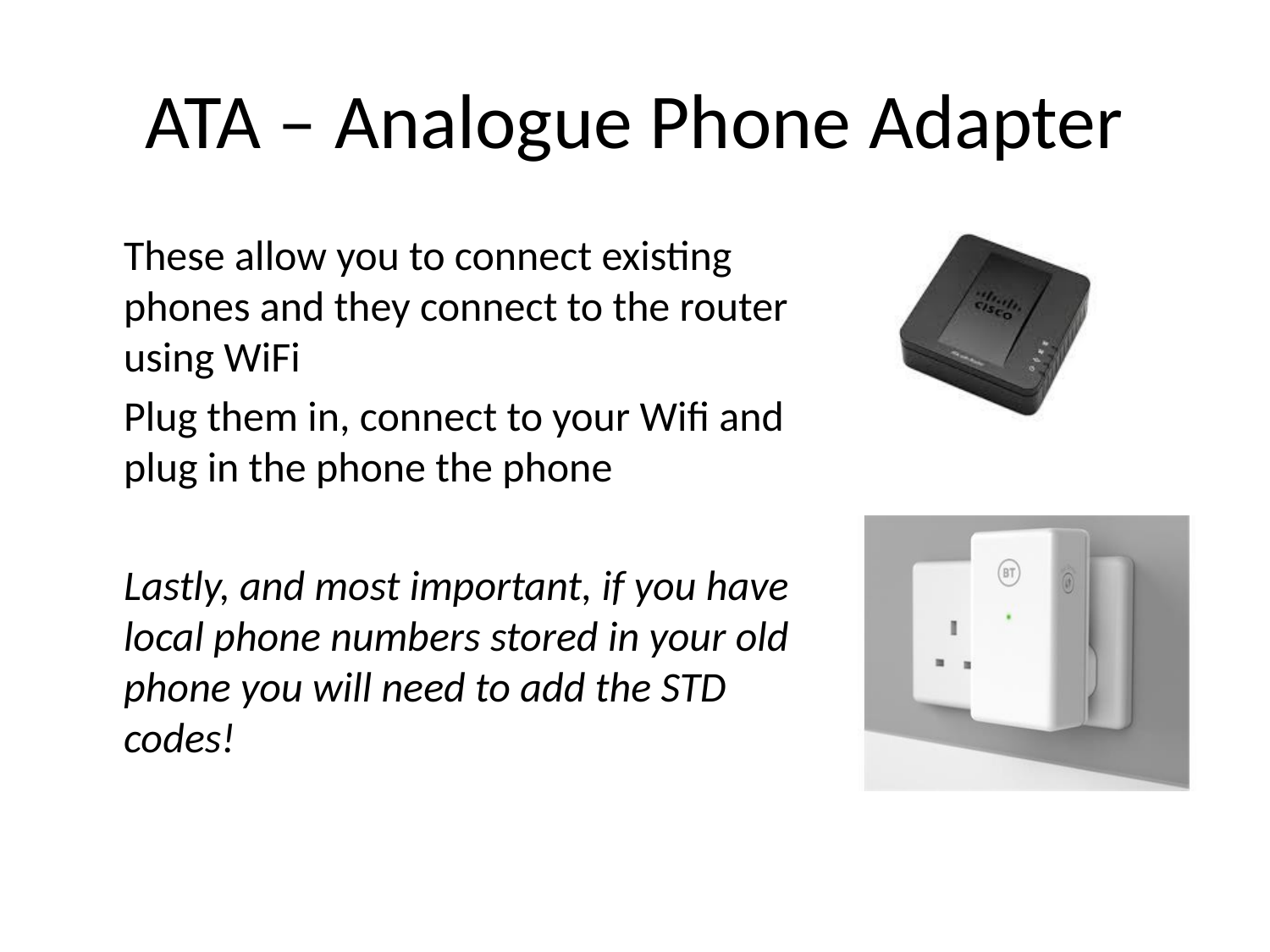# ATA – Analogue Phone Adapter

These allow you to connect existing phones and they connect to the router using WiFi

Plug them in, connect to your Wifi and plug in the phone the phone

*Lastly, and most important, if you have local phone numbers stored in your old phone you will need to add the STD codes!*